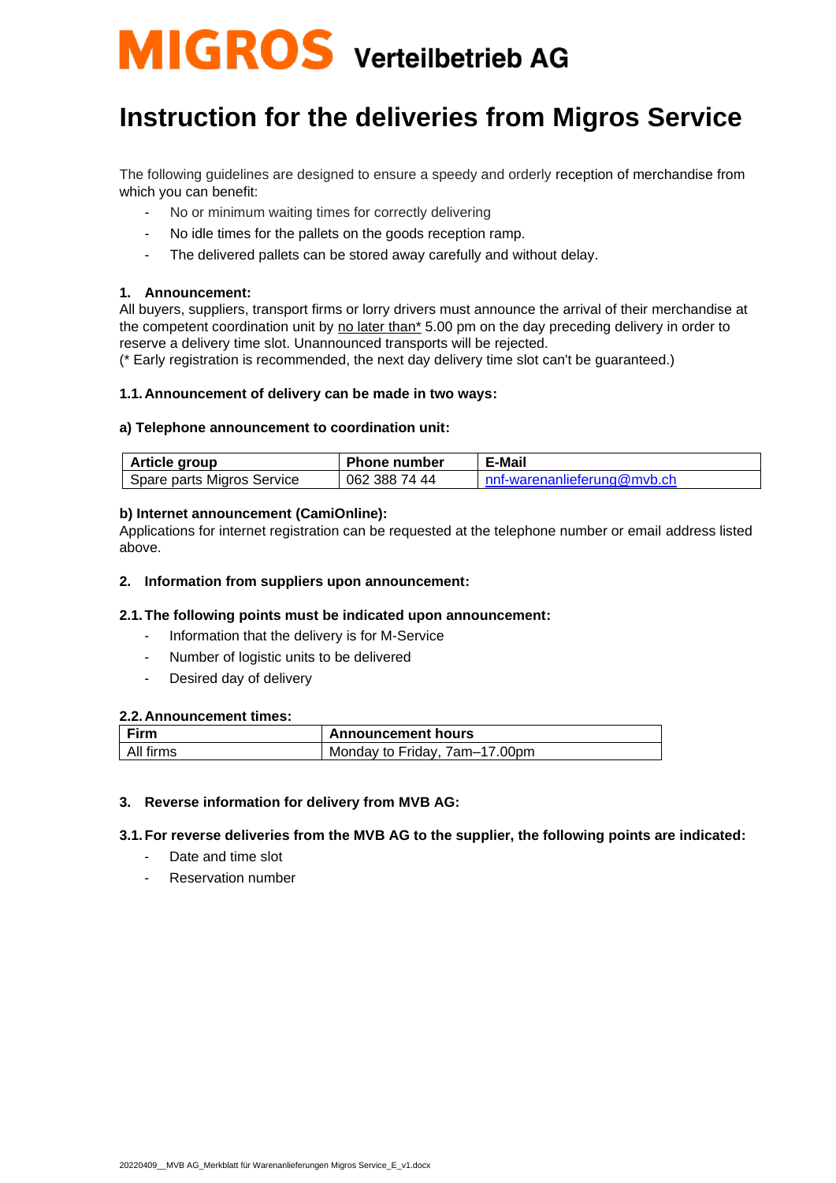# MIGROS Verteilbetrieb AG

# Instruction for the deliveries from Migros Service

The following guidelines are designed to ensure a speedy and orderly reception of merchandise from which you can benefit:

- No or minimum waiting times for correctly delivering
- No idle times for the pallets on the goods reception ramp.
- The delivered pallets can be stored away carefully and without delay.

**1. Announcement:**

All buyers, suppliers, transport firms or lorry drivers must announce the arrival of their merchandise at the competent coordination unit by no later than* 5.00 pm on the day preceding delivery in order to reserve a delivery time slot. Unannounced transports will be rejected.
(* Early registration is recommended, the next day delivery time slot can't be guaranteed.)

**1.1. Announcement of delivery can be made in two ways:**

**a) Telephone announcement to coordination unit:**

| Article group | Phone number | E-Mail |
|---|---|---|
| Spare parts Migros Service | 062 388 74 44 | nnf-warenanlieferung@mvb.ch |

**b) Internet announcement (CamiOnline):**

Applications for internet registration can be requested at the telephone number or email address listed above.

**2. Information from suppliers upon announcement:**

**2.1. The following points must be indicated upon announcement:**

- Information that the delivery is for M-Service
- Number of logistic units to be delivered
- Desired day of delivery

**2.2. Announcement times:**

| Firm | Announcement hours |
|---|---|
| All firms | Monday to Friday, 7am–17.00pm |

**3. Reverse information for delivery from MVB AG:**

**3.1. For reverse deliveries from the MVB AG to the supplier, the following points are indicated:**

- Date and time slot
- Reservation number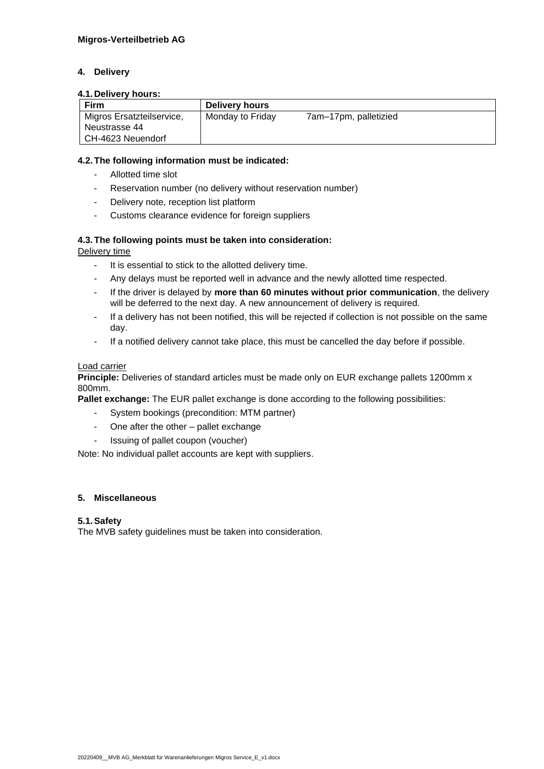**Migros-Verteilbetrieb AG**

## 4. Delivery

### 4.1. Delivery hours:

| Firm | Delivery hours | |
|---|---|---|
| Migros Ersatzteilservice,<br>Neustrasse 44<br>CH-4623 Neuendorf | Monday to Friday | 7am–17pm, palletizied |

### 4.2. The following information must be indicated:

- Allotted time slot
- Reservation number (no delivery without reservation number)
- Delivery note, reception list platform
- Customs clearance evidence for foreign suppliers

### 4.3. The following points must be taken into consideration:

Delivery time

- It is essential to stick to the allotted delivery time.
- Any delays must be reported well in advance and the newly allotted time respected.
- If the driver is delayed by **more than 60 minutes without prior communication**, the delivery will be deferred to the next day. A new announcement of delivery is required.
- If a delivery has not been notified, this will be rejected if collection is not possible on the same day.
- If a notified delivery cannot take place, this must be cancelled the day before if possible.

Load carrier

**Principle:** Deliveries of standard articles must be made only on EUR exchange pallets 1200mm x 800mm.

**Pallet exchange:** The EUR pallet exchange is done according to the following possibilities:

- System bookings (precondition: MTM partner)
- One after the other – pallet exchange
- Issuing of pallet coupon (voucher)

Note: No individual pallet accounts are kept with suppliers.

## 5. Miscellaneous

### 5.1. Safety

The MVB safety guidelines must be taken into consideration.